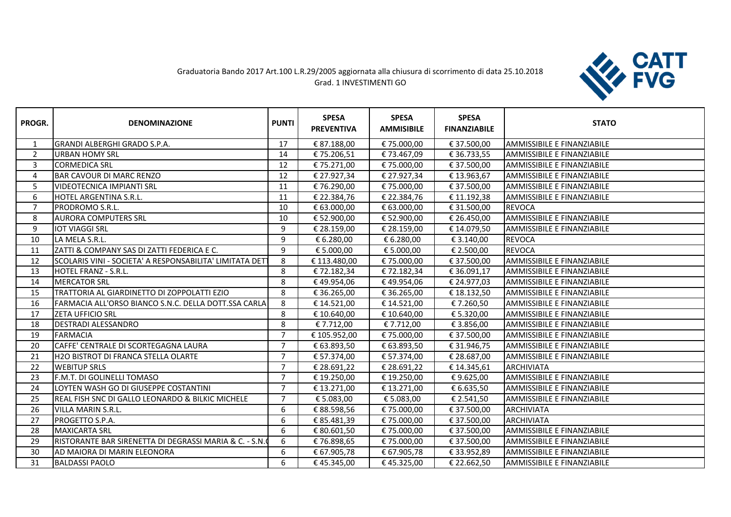Graduatoria Bando 2017 Art.100 L.R.29/2005 aggiornata alla chiusura di scorrimento di data 25.10.2018
Grad. 1 INVESTIMENTI GO

CATT FVG

| PROGR. | DENOMINAZIONE | PUNTI | SPESA PREVENTIVA | SPESA AMMISIBILE | SPESA FINANZIABILE | STATO |
|---|---|---|---|---|---|---|
| 1 | GRANDI ALBERGHI GRADO S.P.A. | 17 | € 87.188,00 | € 75.000,00 | € 37.500,00 | AMMISSIBILE E FINANZIABILE |
| 2 | URBAN HOMY SRL | 14 | € 75.206,51 | € 73.467,09 | € 36.733,55 | AMMISSIBILE E FINANZIABILE |
| 3 | CORMEDICA SRL | 12 | € 75.271,00 | € 75.000,00 | € 37.500,00 | AMMISSIBILE E FINANZIABILE |
| 4 | BAR CAVOUR DI MARC RENZO | 12 | € 27.927,34 | € 27.927,34 | € 13.963,67 | AMMISSIBILE E FINANZIABILE |
| 5 | VIDEOTECNICA IMPIANTI SRL | 11 | € 76.290,00 | € 75.000,00 | € 37.500,00 | AMMISSIBILE E FINANZIABILE |
| 6 | HOTEL ARGENTINA S.R.L. | 11 | € 22.384,76 | € 22.384,76 | € 11.192,38 | AMMISSIBILE E FINANZIABILE |
| 7 | PRODROMO S.R.L. | 10 | € 63.000,00 | € 63.000,00 | € 31.500,00 | REVOCA |
| 8 | AURORA COMPUTERS SRL | 10 | € 52.900,00 | € 52.900,00 | € 26.450,00 | AMMISSIBILE E FINANZIABILE |
| 9 | IOT VIAGGI SRL | 9 | € 28.159,00 | € 28.159,00 | € 14.079,50 | AMMISSIBILE E FINANZIABILE |
| 10 | LA MELA S.R.L. | 9 | € 6.280,00 | € 6.280,00 | € 3.140,00 | REVOCA |
| 11 | ZATTI & COMPANY SAS DI ZATTI FEDERICA E C. | 9 | € 5.000,00 | € 5.000,00 | € 2.500,00 | REVOCA |
| 12 | SCOLARIS VINI - SOCIETA' A RESPONSABILITA' LIMITATA DET | 8 | € 113.480,00 | € 75.000,00 | € 37.500,00 | AMMISSIBILE E FINANZIABILE |
| 13 | HOTEL FRANZ - S.R.L. | 8 | € 72.182,34 | € 72.182,34 | € 36.091,17 | AMMISSIBILE E FINANZIABILE |
| 14 | MERCATOR SRL | 8 | € 49.954,06 | € 49.954,06 | € 24.977,03 | AMMISSIBILE E FINANZIABILE |
| 15 | TRATTORIA AL GIARDINETTO DI ZOPPOLATTI EZIO | 8 | € 36.265,00 | € 36.265,00 | € 18.132,50 | AMMISSIBILE E FINANZIABILE |
| 16 | FARMACIA ALL'ORSO BIANCO S.N.C. DELLA DOTT.SSA CARLA | 8 | € 14.521,00 | € 14.521,00 | € 7.260,50 | AMMISSIBILE E FINANZIABILE |
| 17 | ZETA UFFICIO SRL | 8 | € 10.640,00 | € 10.640,00 | € 5.320,00 | AMMISSIBILE E FINANZIABILE |
| 18 | DESTRADI ALESSANDRO | 8 | € 7.712,00 | € 7.712,00 | € 3.856,00 | AMMISSIBILE E FINANZIABILE |
| 19 | FARMACIA | 7 | € 105.952,00 | € 75.000,00 | € 37.500,00 | AMMISSIBILE E FINANZIABILE |
| 20 | CAFFE' CENTRALE DI SCORTEGAGNA LAURA | 7 | € 63.893,50 | € 63.893,50 | € 31.946,75 | AMMISSIBILE E FINANZIABILE |
| 21 | H2O BISTROT DI FRANCA STELLA OLARTE | 7 | € 57.374,00 | € 57.374,00 | € 28.687,00 | AMMISSIBILE E FINANZIABILE |
| 22 | WEBITUP SRLS | 7 | € 28.691,22 | € 28.691,22 | € 14.345,61 | ARCHIVIATA |
| 23 | F.M.T. DI GOLINELLI TOMASO | 7 | € 19.250,00 | € 19.250,00 | € 9.625,00 | AMMISSIBILE E FINANZIABILE |
| 24 | LOYTEN WASH GO DI GIUSEPPE COSTANTINI | 7 | € 13.271,00 | € 13.271,00 | € 6.635,50 | AMMISSIBILE E FINANZIABILE |
| 25 | REAL FISH SNC DI GALLO LEONARDO & BILKIC MICHELE | 7 | € 5.083,00 | € 5.083,00 | € 2.541,50 | AMMISSIBILE E FINANZIABILE |
| 26 | VILLA MARIN S.R.L. | 6 | € 88.598,56 | € 75.000,00 | € 37.500,00 | ARCHIVIATA |
| 27 | PROGETTO S.P.A. | 6 | € 85.481,39 | € 75.000,00 | € 37.500,00 | ARCHIVIATA |
| 28 | MAXICARTA SRL | 6 | € 80.601,50 | € 75.000,00 | € 37.500,00 | AMMISSIBILE E FINANZIABILE |
| 29 | RISTORANTE BAR SIRENETTA DI DEGRASSI MARIA & C. - S.N.( | 6 | € 76.898,65 | € 75.000,00 | € 37.500,00 | AMMISSIBILE E FINANZIABILE |
| 30 | AD MAIORA DI MARIN ELEONORA | 6 | € 67.905,78 | € 67.905,78 | € 33.952,89 | AMMISSIBILE E FINANZIABILE |
| 31 | BALDASSI PAOLO | 6 | € 45.345,00 | € 45.325,00 | € 22.662,50 | AMMISSIBILE E FINANZIABILE |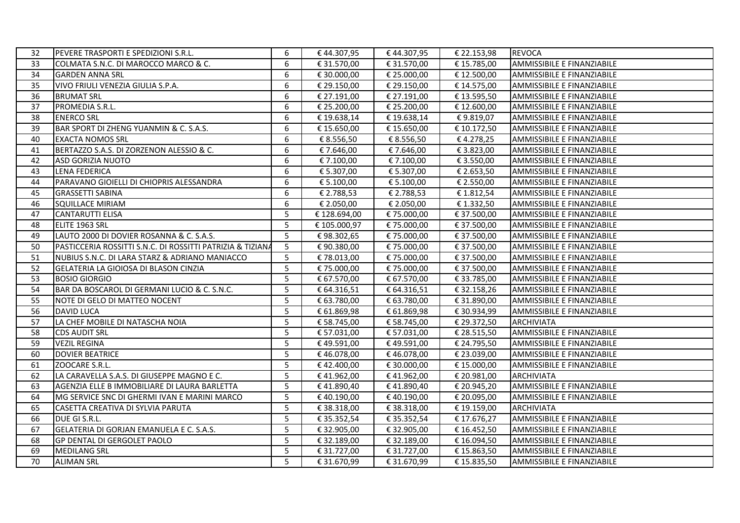| 32 | PEVERE TRASPORTI E SPEDIZIONI S.R.L. | 6 | € 44.307,95 | € 44.307,95 | € 22.153,98 | REVOCA |
|---|---|---|---|---|---|---|
| 33 | COLMATA S.N.C. DI MAROCCO MARCO & C. | 6 | € 31.570,00 | € 31.570,00 | € 15.785,00 | AMMISSIBILE E FINANZIABILE |
| 34 | GARDEN ANNA SRL | 6 | € 30.000,00 | € 25.000,00 | € 12.500,00 | AMMISSIBILE E FINANZIABILE |
| 35 | VIVO FRIULI VENEZIA GIULIA S.P.A. | 6 | € 29.150,00 | € 29.150,00 | € 14.575,00 | AMMISSIBILE E FINANZIABILE |
| 36 | BRUMAT SRL | 6 | € 27.191,00 | € 27.191,00 | € 13.595,50 | AMMISSIBILE E FINANZIABILE |
| 37 | PROMEDIA S.R.L. | 6 | € 25.200,00 | € 25.200,00 | € 12.600,00 | AMMISSIBILE E FINANZIABILE |
| 38 | ENERCO SRL | 6 | € 19.638,14 | € 19.638,14 | € 9.819,07 | AMMISSIBILE E FINANZIABILE |
| 39 | BAR SPORT DI ZHENG YUANMIN & C. S.A.S. | 6 | € 15.650,00 | € 15.650,00 | € 10.172,50 | AMMISSIBILE E FINANZIABILE |
| 40 | EXACTA NOMOS SRL | 6 | € 8.556,50 | € 8.556,50 | € 4.278,25 | AMMISSIBILE E FINANZIABILE |
| 41 | BERTAZZO S.A.S. DI ZORZENON ALESSIO & C. | 6 | € 7.646,00 | € 7.646,00 | € 3.823,00 | AMMISSIBILE E FINANZIABILE |
| 42 | ASD GORIZIA NUOTO | 6 | € 7.100,00 | € 7.100,00 | € 3.550,00 | AMMISSIBILE E FINANZIABILE |
| 43 | LENA FEDERICA | 6 | € 5.307,00 | € 5.307,00 | € 2.653,50 | AMMISSIBILE E FINANZIABILE |
| 44 | PARAVANO GIOIELLI DI CHIOPRIS ALESSANDRA | 6 | € 5.100,00 | € 5.100,00 | € 2.550,00 | AMMISSIBILE E FINANZIABILE |
| 45 | GRASSETTI SABINA | 6 | € 2.788,53 | € 2.788,53 | € 1.812,54 | AMMISSIBILE E FINANZIABILE |
| 46 | SQUILLACE MIRIAM | 6 | € 2.050,00 | € 2.050,00 | € 1.332,50 | AMMISSIBILE E FINANZIABILE |
| 47 | CANTARUTTI ELISA | 5 | € 128.694,00 | € 75.000,00 | € 37.500,00 | AMMISSIBILE E FINANZIABILE |
| 48 | ELITE 1963 SRL | 5 | € 105.000,97 | € 75.000,00 | € 37.500,00 | AMMISSIBILE E FINANZIABILE |
| 49 | LAUTO 2000 DI DOVIER ROSANNA & C. S.A.S. | 5 | € 98.302,65 | € 75.000,00 | € 37.500,00 | AMMISSIBILE E FINANZIABILE |
| 50 | PASTICCERIA ROSSITTI S.N.C. DI ROSSITTI PATRIZIA & TIZIANA | 5 | € 90.380,00 | € 75.000,00 | € 37.500,00 | AMMISSIBILE E FINANZIABILE |
| 51 | NUBIUS S.N.C. DI LARA STARZ & ADRIANO MANIACCO | 5 | € 78.013,00 | € 75.000,00 | € 37.500,00 | AMMISSIBILE E FINANZIABILE |
| 52 | GELATERIA LA GIOIOSA DI BLASON CINZIA | 5 | € 75.000,00 | € 75.000,00 | € 37.500,00 | AMMISSIBILE E FINANZIABILE |
| 53 | BOSIO GIORGIO | 5 | € 67.570,00 | € 67.570,00 | € 33.785,00 | AMMISSIBILE E FINANZIABILE |
| 54 | BAR DA BOSCAROL DI GERMANI LUCIO & C. S.N.C. | 5 | € 64.316,51 | € 64.316,51 | € 32.158,26 | AMMISSIBILE E FINANZIABILE |
| 55 | NOTE DI GELO DI MATTEO NOCENT | 5 | € 63.780,00 | € 63.780,00 | € 31.890,00 | AMMISSIBILE E FINANZIABILE |
| 56 | DAVID LUCA | 5 | € 61.869,98 | € 61.869,98 | € 30.934,99 | AMMISSIBILE E FINANZIABILE |
| 57 | LA CHEF MOBILE DI NATASCHA NOIA | 5 | € 58.745,00 | € 58.745,00 | € 29.372,50 | ARCHIVIATA |
| 58 | CDS AUDIT SRL | 5 | € 57.031,00 | € 57.031,00 | € 28.515,50 | AMMISSIBILE E FINANZIABILE |
| 59 | VEZIL REGINA | 5 | € 49.591,00 | € 49.591,00 | € 24.795,50 | AMMISSIBILE E FINANZIABILE |
| 60 | DOVIER BEATRICE | 5 | € 46.078,00 | € 46.078,00 | € 23.039,00 | AMMISSIBILE E FINANZIABILE |
| 61 | ZOOCARE S.R.L. | 5 | € 42.400,00 | € 30.000,00 | € 15.000,00 | AMMISSIBILE E FINANZIABILE |
| 62 | LA CARAVELLA S.A.S. DI GIUSEPPE MAGNO E C. | 5 | € 41.962,00 | € 41.962,00 | € 20.981,00 | ARCHIVIATA |
| 63 | AGENZIA ELLE B IMMOBILIARE DI LAURA BARLETTA | 5 | € 41.890,40 | € 41.890,40 | € 20.945,20 | AMMISSIBILE E FINANZIABILE |
| 64 | MG SERVICE SNC DI GHERMI IVAN E MARINI MARCO | 5 | € 40.190,00 | € 40.190,00 | € 20.095,00 | AMMISSIBILE E FINANZIABILE |
| 65 | CASETTA CREATIVA DI SYLVIA PARUTA | 5 | € 38.318,00 | € 38.318,00 | € 19.159,00 | ARCHIVIATA |
| 66 | DUE GI S.R.L. | 5 | € 35.352,54 | € 35.352,54 | € 17.676,27 | AMMISSIBILE E FINANZIABILE |
| 67 | GELATERIA DI GORJAN EMANUELA E C. S.A.S. | 5 | € 32.905,00 | € 32.905,00 | € 16.452,50 | AMMISSIBILE E FINANZIABILE |
| 68 | GP DENTAL DI GERGOLET PAOLO | 5 | € 32.189,00 | € 32.189,00 | € 16.094,50 | AMMISSIBILE E FINANZIABILE |
| 69 | MEDILANG SRL | 5 | € 31.727,00 | € 31.727,00 | € 15.863,50 | AMMISSIBILE E FINANZIABILE |
| 70 | ALIMAN SRL | 5 | € 31.670,99 | € 31.670,99 | € 15.835,50 | AMMISSIBILE E FINANZIABILE |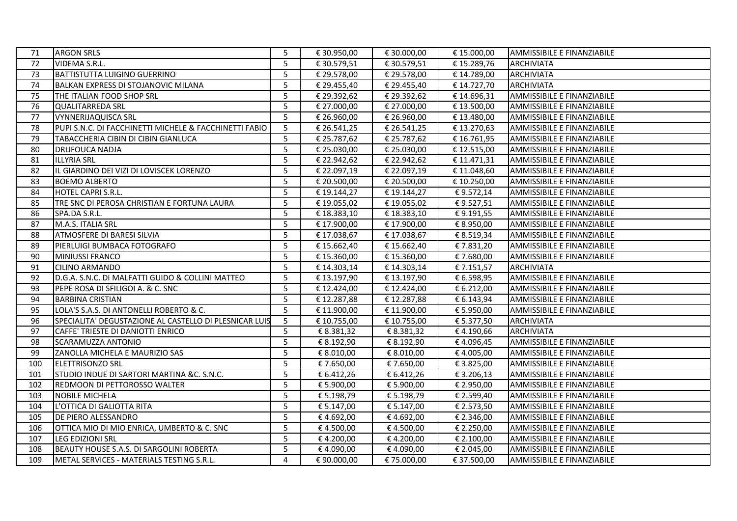| 71 | ARGON SRLS | 5 | € 30.950,00 | € 30.000,00 | € 15.000,00 | AMMISSIBILE E FINANZIABILE |
|---|---|---|---|---|---|---|
| 72 | VIDEMA S.R.L. | 5 | € 30.579,51 | € 30.579,51 | € 15.289,76 | ARCHIVIATA |
| 73 | BATTISTUTTA LUIGINO GUERRINO | 5 | € 29.578,00 | € 29.578,00 | € 14.789,00 | ARCHIVIATA |
| 74 | BALKAN EXPRESS DI STOJANOVIC MILANA | 5 | € 29.455,40 | € 29.455,40 | € 14.727,70 | ARCHIVIATA |
| 75 | THE ITALIAN FOOD SHOP SRL | 5 | € 29.392,62 | € 29.392,62 | € 14.696,31 | AMMISSIBILE E FINANZIABILE |
| 76 | QUALITARREDA SRL | 5 | € 27.000,00 | € 27.000,00 | € 13.500,00 | AMMISSIBILE E FINANZIABILE |
| 77 | VYNNERIJAQUISCA SRL | 5 | € 26.960,00 | € 26.960,00 | € 13.480,00 | AMMISSIBILE E FINANZIABILE |
| 78 | PUPI S.N.C. DI FACCHINETTI MICHELE & FACCHINETTI FABIO | 5 | € 26.541,25 | € 26.541,25 | € 13.270,63 | AMMISSIBILE E FINANZIABILE |
| 79 | TABACCHERIA CIBIN DI CIBIN GIANLUCA | 5 | € 25.787,62 | € 25.787,62 | € 16.761,95 | AMMISSIBILE E FINANZIABILE |
| 80 | DRUFOUCA NADJA | 5 | € 25.030,00 | € 25.030,00 | € 12.515,00 | AMMISSIBILE E FINANZIABILE |
| 81 | ILLYRIA SRL | 5 | € 22.942,62 | € 22.942,62 | € 11.471,31 | AMMISSIBILE E FINANZIABILE |
| 82 | IL GIARDINO DEI VIZI DI LOVISCEK LORENZO | 5 | € 22.097,19 | € 22.097,19 | € 11.048,60 | AMMISSIBILE E FINANZIABILE |
| 83 | BOEMO ALBERTO | 5 | € 20.500,00 | € 20.500,00 | € 10.250,00 | AMMISSIBILE E FINANZIABILE |
| 84 | HOTEL CAPRI S.R.L. | 5 | € 19.144,27 | € 19.144,27 | € 9.572,14 | AMMISSIBILE E FINANZIABILE |
| 85 | TRE SNC DI PEROSA CHRISTIAN E FORTUNA LAURA | 5 | € 19.055,02 | € 19.055,02 | € 9.527,51 | AMMISSIBILE E FINANZIABILE |
| 86 | SPA.DA S.R.L. | 5 | € 18.383,10 | € 18.383,10 | € 9.191,55 | AMMISSIBILE E FINANZIABILE |
| 87 | M.A.S. ITALIA SRL | 5 | € 17.900,00 | € 17.900,00 | € 8.950,00 | AMMISSIBILE E FINANZIABILE |
| 88 | ATMOSFERE DI BARESI SILVIA | 5 | € 17.038,67 | € 17.038,67 | € 8.519,34 | AMMISSIBILE E FINANZIABILE |
| 89 | PIERLUIGI BUMBACA FOTOGRAFO | 5 | € 15.662,40 | € 15.662,40 | € 7.831,20 | AMMISSIBILE E FINANZIABILE |
| 90 | MINIUSSI FRANCO | 5 | € 15.360,00 | € 15.360,00 | € 7.680,00 | AMMISSIBILE E FINANZIABILE |
| 91 | CILINO ARMANDO | 5 | € 14.303,14 | € 14.303,14 | € 7.151,57 | ARCHIVIATA |
| 92 | D.G.A. S.N.C. DI MALFATTI GUIDO & COLLINI MATTEO | 5 | € 13.197,90 | € 13.197,90 | € 6.598,95 | AMMISSIBILE E FINANZIABILE |
| 93 | PEPE ROSA DI SFILIGOI A. & C. SNC | 5 | € 12.424,00 | € 12.424,00 | € 6.212,00 | AMMISSIBILE E FINANZIABILE |
| 94 | BARBINA CRISTIAN | 5 | € 12.287,88 | € 12.287,88 | € 6.143,94 | AMMISSIBILE E FINANZIABILE |
| 95 | LOLA'S S.A.S. DI ANTONELLI ROBERTO & C. | 5 | € 11.900,00 | € 11.900,00 | € 5.950,00 | AMMISSIBILE E FINANZIABILE |
| 96 | SPECIALITA' DEGUSTAZIONE AL CASTELLO DI PLESNICAR LUIS | 5 | € 10.755,00 | € 10.755,00 | € 5.377,50 | ARCHIVIATA |
| 97 | CAFFE' TRIESTE DI DANIOTTI ENRICO | 5 | € 8.381,32 | € 8.381,32 | € 4.190,66 | ARCHIVIATA |
| 98 | SCARAMUZZA ANTONIO | 5 | € 8.192,90 | € 8.192,90 | € 4.096,45 | AMMISSIBILE E FINANZIABILE |
| 99 | ZANOLLA MICHELA E MAURIZIO SAS | 5 | € 8.010,00 | € 8.010,00 | € 4.005,00 | AMMISSIBILE E FINANZIABILE |
| 100 | ELETTRISONZO SRL | 5 | € 7.650,00 | € 7.650,00 | € 3.825,00 | AMMISSIBILE E FINANZIABILE |
| 101 | STUDIO INDUE DI SARTORI MARTINA &C. S.N.C. | 5 | € 6.412,26 | € 6.412,26 | € 3.206,13 | AMMISSIBILE E FINANZIABILE |
| 102 | REDMOON DI PETTOROSSO WALTER | 5 | € 5.900,00 | € 5.900,00 | € 2.950,00 | AMMISSIBILE E FINANZIABILE |
| 103 | NOBILE MICHELA | 5 | € 5.198,79 | € 5.198,79 | € 2.599,40 | AMMISSIBILE E FINANZIABILE |
| 104 | L'OTTICA DI GALIOTTA RITA | 5 | € 5.147,00 | € 5.147,00 | € 2.573,50 | AMMISSIBILE E FINANZIABILE |
| 105 | DE PIERO ALESSANDRO | 5 | € 4.692,00 | € 4.692,00 | € 2.346,00 | AMMISSIBILE E FINANZIABILE |
| 106 | OTTICA MIO DI MIO ENRICA, UMBERTO & C. SNC | 5 | € 4.500,00 | € 4.500,00 | € 2.250,00 | AMMISSIBILE E FINANZIABILE |
| 107 | LEG EDIZIONI SRL | 5 | € 4.200,00 | € 4.200,00 | € 2.100,00 | AMMISSIBILE E FINANZIABILE |
| 108 | BEAUTY HOUSE S.A.S. DI SARGOLINI ROBERTA | 5 | € 4.090,00 | € 4.090,00 | € 2.045,00 | AMMISSIBILE E FINANZIABILE |
| 109 | METAL SERVICES - MATERIALS TESTING S.R.L. | 4 | € 90.000,00 | € 75.000,00 | € 37.500,00 | AMMISSIBILE E FINANZIABILE |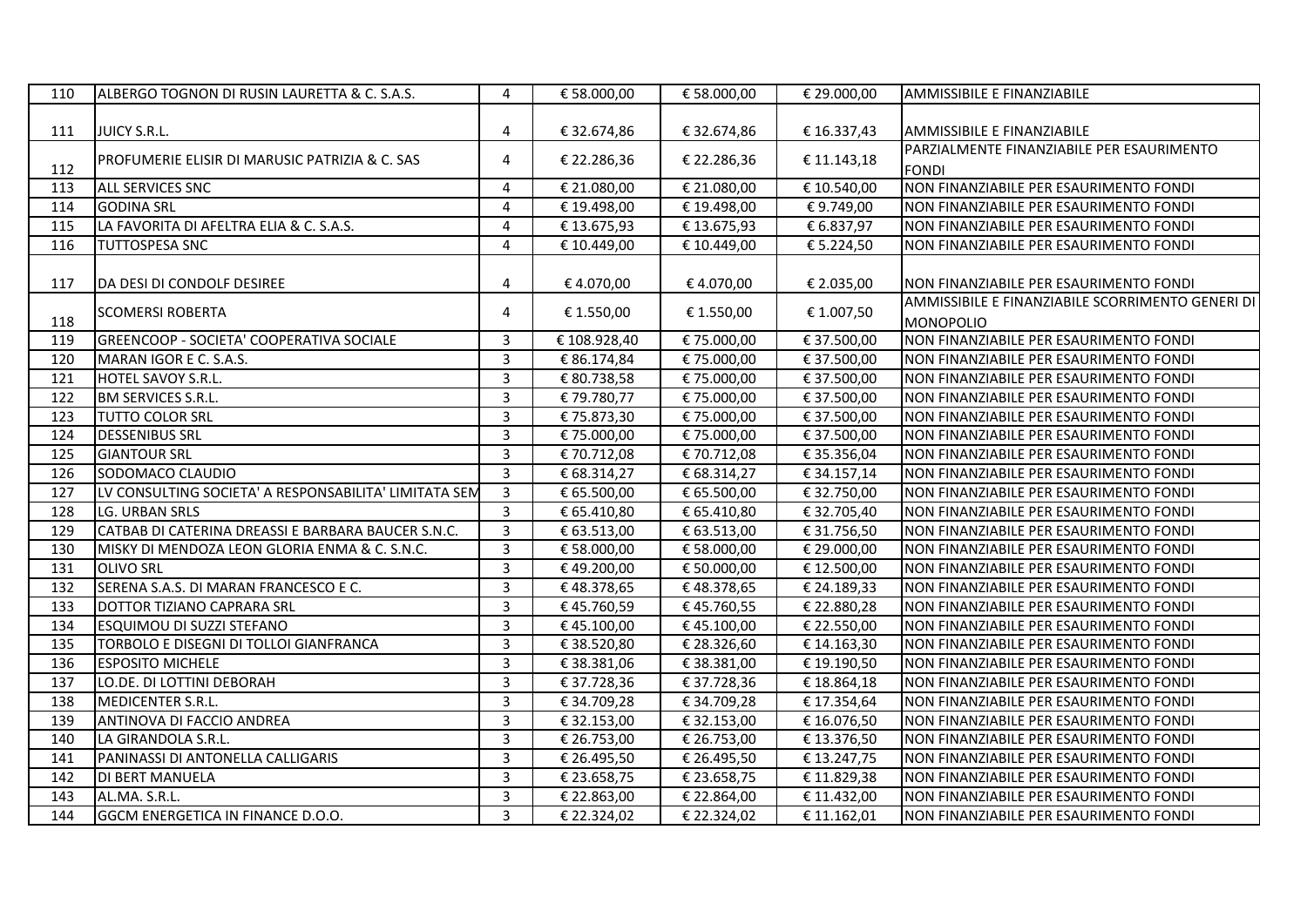| 110 | ALBERGO TOGNON DI RUSIN LAURETTA & C. S.A.S. | 4 | € 58.000,00 | € 58.000,00 | € 29.000,00 | AMMISSIBILE E FINANZIABILE |
|---|---|---|---|---|---|---|
| 111 | JUICY S.R.L. | 4 | € 32.674,86 | € 32.674,86 | € 16.337,43 | AMMISSIBILE E FINANZIABILE |
| 112 | PROFUMERIE ELISIR DI MARUSIC PATRIZIA & C. SAS | 4 | € 22.286,36 | € 22.286,36 | € 11.143,18 | PARZIALMENTE FINANZIABILE PER ESAURIMENTO FONDI |
| 113 | ALL SERVICES SNC | 4 | € 21.080,00 | € 21.080,00 | € 10.540,00 | NON FINANZIABILE PER ESAURIMENTO FONDI |
| 114 | GODINA SRL | 4 | € 19.498,00 | € 19.498,00 | € 9.749,00 | NON FINANZIABILE PER ESAURIMENTO FONDI |
| 115 | LA FAVORITA DI AFELTRA ELIA & C. S.A.S. | 4 | € 13.675,93 | € 13.675,93 | € 6.837,97 | NON FINANZIABILE PER ESAURIMENTO FONDI |
| 116 | TUTTOSPESA SNC | 4 | € 10.449,00 | € 10.449,00 | € 5.224,50 | NON FINANZIABILE PER ESAURIMENTO FONDI |
| 117 | DA DESI DI CONDOLF DESIREE | 4 | € 4.070,00 | € 4.070,00 | € 2.035,00 | NON FINANZIABILE PER ESAURIMENTO FONDI |
| 118 | SCOMERSI ROBERTA | 4 | € 1.550,00 | € 1.550,00 | € 1.007,50 | AMMISSIBILE E FINANZIABILE SCORRIMENTO GENERI DI MONOPOLIO |
| 119 | GREENCOOP - SOCIETA' COOPERATIVA SOCIALE | 3 | € 108.928,40 | € 75.000,00 | € 37.500,00 | NON FINANZIABILE PER ESAURIMENTO FONDI |
| 120 | MARAN IGOR E C. S.A.S. | 3 | € 86.174,84 | € 75.000,00 | € 37.500,00 | NON FINANZIABILE PER ESAURIMENTO FONDI |
| 121 | HOTEL SAVOY S.R.L. | 3 | € 80.738,58 | € 75.000,00 | € 37.500,00 | NON FINANZIABILE PER ESAURIMENTO FONDI |
| 122 | BM SERVICES S.R.L. | 3 | € 79.780,77 | € 75.000,00 | € 37.500,00 | NON FINANZIABILE PER ESAURIMENTO FONDI |
| 123 | TUTTO COLOR SRL | 3 | € 75.873,30 | € 75.000,00 | € 37.500,00 | NON FINANZIABILE PER ESAURIMENTO FONDI |
| 124 | DESSENIBUS SRL | 3 | € 75.000,00 | € 75.000,00 | € 37.500,00 | NON FINANZIABILE PER ESAURIMENTO FONDI |
| 125 | GIANTOUR SRL | 3 | € 70.712,08 | € 70.712,08 | € 35.356,04 | NON FINANZIABILE PER ESAURIMENTO FONDI |
| 126 | SODOMACO CLAUDIO | 3 | € 68.314,27 | € 68.314,27 | € 34.157,14 | NON FINANZIABILE PER ESAURIMENTO FONDI |
| 127 | LV CONSULTING SOCIETA' A RESPONSABILITA' LIMITATA SEM | 3 | € 65.500,00 | € 65.500,00 | € 32.750,00 | NON FINANZIABILE PER ESAURIMENTO FONDI |
| 128 | LG. URBAN SRLS | 3 | € 65.410,80 | € 65.410,80 | € 32.705,40 | NON FINANZIABILE PER ESAURIMENTO FONDI |
| 129 | CATBAB DI CATERINA DREASSI E BARBARA BAUCER S.N.C. | 3 | € 63.513,00 | € 63.513,00 | € 31.756,50 | NON FINANZIABILE PER ESAURIMENTO FONDI |
| 130 | MISKY DI MENDOZA LEON GLORIA ENMA & C. S.N.C. | 3 | € 58.000,00 | € 58.000,00 | € 29.000,00 | NON FINANZIABILE PER ESAURIMENTO FONDI |
| 131 | OLIVO SRL | 3 | € 49.200,00 | € 50.000,00 | € 12.500,00 | NON FINANZIABILE PER ESAURIMENTO FONDI |
| 132 | SERENA S.A.S. DI MARAN FRANCESCO E C. | 3 | € 48.378,65 | € 48.378,65 | € 24.189,33 | NON FINANZIABILE PER ESAURIMENTO FONDI |
| 133 | DOTTOR TIZIANO CAPRARA SRL | 3 | € 45.760,59 | € 45.760,55 | € 22.880,28 | NON FINANZIABILE PER ESAURIMENTO FONDI |
| 134 | ESQUIMOU DI SUZZI STEFANO | 3 | € 45.100,00 | € 45.100,00 | € 22.550,00 | NON FINANZIABILE PER ESAURIMENTO FONDI |
| 135 | TORBOLO E DISEGNI DI TOLLOI GIANFRANCA | 3 | € 38.520,80 | € 28.326,60 | € 14.163,30 | NON FINANZIABILE PER ESAURIMENTO FONDI |
| 136 | ESPOSITO MICHELE | 3 | € 38.381,06 | € 38.381,00 | € 19.190,50 | NON FINANZIABILE PER ESAURIMENTO FONDI |
| 137 | LO.DE. DI LOTTINI DEBORAH | 3 | € 37.728,36 | € 37.728,36 | € 18.864,18 | NON FINANZIABILE PER ESAURIMENTO FONDI |
| 138 | MEDICENTER S.R.L. | 3 | € 34.709,28 | € 34.709,28 | € 17.354,64 | NON FINANZIABILE PER ESAURIMENTO FONDI |
| 139 | ANTINOVA DI FACCIO ANDREA | 3 | € 32.153,00 | € 32.153,00 | € 16.076,50 | NON FINANZIABILE PER ESAURIMENTO FONDI |
| 140 | LA GIRANDOLA S.R.L. | 3 | € 26.753,00 | € 26.753,00 | € 13.376,50 | NON FINANZIABILE PER ESAURIMENTO FONDI |
| 141 | PANINASSI DI ANTONELLA CALLIGARIS | 3 | € 26.495,50 | € 26.495,50 | € 13.247,75 | NON FINANZIABILE PER ESAURIMENTO FONDI |
| 142 | DI BERT MANUELA | 3 | € 23.658,75 | € 23.658,75 | € 11.829,38 | NON FINANZIABILE PER ESAURIMENTO FONDI |
| 143 | AL.MA. S.R.L. | 3 | € 22.863,00 | € 22.864,00 | € 11.432,00 | NON FINANZIABILE PER ESAURIMENTO FONDI |
| 144 | GGCM ENERGETICA IN FINANCE D.O.O. | 3 | € 22.324,02 | € 22.324,02 | € 11.162,01 | NON FINANZIABILE PER ESAURIMENTO FONDI |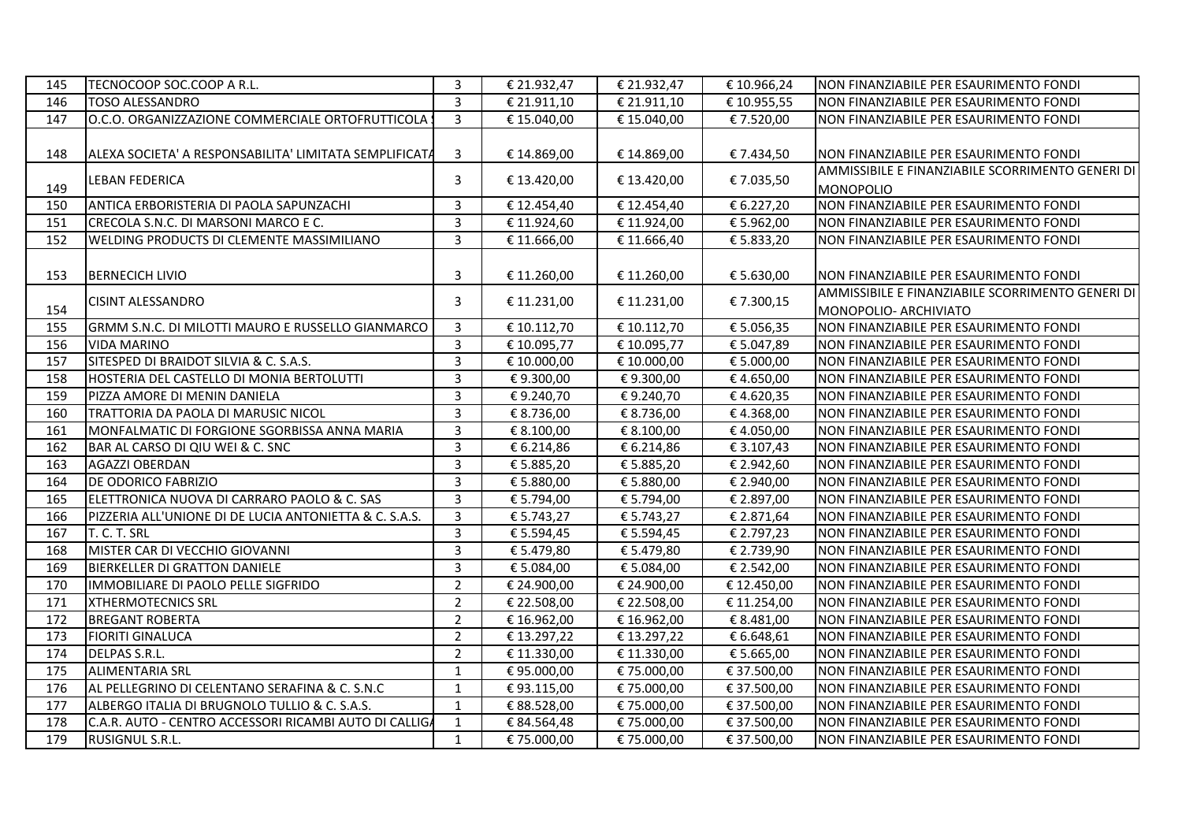| 145 | TECNOCOOP SOC.COOP A R.L. | 3 | € 21.932,47 | € 21.932,47 | € 10.966,24 | NON FINANZIABILE PER ESAURIMENTO FONDI |
|---|---|---|---|---|---|---|
| 146 | TOSO ALESSANDRO | 3 | € 21.911,10 | € 21.911,10 | € 10.955,55 | NON FINANZIABILE PER ESAURIMENTO FONDI |
| 147 | O.C.O. ORGANIZZAZIONE COMMERCIALE ORTOFRUTTICOLA | 3 | € 15.040,00 | € 15.040,00 | € 7.520,00 | NON FINANZIABILE PER ESAURIMENTO FONDI |
| 148 | ALEXA SOCIETA' A RESPONSABILITA' LIMITATA SEMPLIFICATA | 3 | € 14.869,00 | € 14.869,00 | € 7.434,50 | NON FINANZIABILE PER ESAURIMENTO FONDI |
| 149 | LEBAN FEDERICA | 3 | € 13.420,00 | € 13.420,00 | € 7.035,50 | AMMISSIBILE E FINANZIABILE SCORRIMENTO GENERI DI MONOPOLIO |
| 150 | ANTICA ERBORISTERIA DI PAOLA SAPUNZACHI | 3 | € 12.454,40 | € 12.454,40 | € 6.227,20 | NON FINANZIABILE PER ESAURIMENTO FONDI |
| 151 | CRECOLA S.N.C. DI MARSONI MARCO E C. | 3 | € 11.924,60 | € 11.924,00 | € 5.962,00 | NON FINANZIABILE PER ESAURIMENTO FONDI |
| 152 | WELDING PRODUCTS DI CLEMENTE MASSIMILIANO | 3 | € 11.666,00 | € 11.666,40 | € 5.833,20 | NON FINANZIABILE PER ESAURIMENTO FONDI |
| 153 | BERNECICH LIVIO | 3 | € 11.260,00 | € 11.260,00 | € 5.630,00 | NON FINANZIABILE PER ESAURIMENTO FONDI |
| 154 | CISINT ALESSANDRO | 3 | € 11.231,00 | € 11.231,00 | € 7.300,15 | AMMISSIBILE E FINANZIABILE SCORRIMENTO GENERI DI MONOPOLIO- ARCHIVIATO |
| 155 | GRMM S.N.C. DI MILOTTI MAURO E RUSSELLO GIANMARCO | 3 | € 10.112,70 | € 10.112,70 | € 5.056,35 | NON FINANZIABILE PER ESAURIMENTO FONDI |
| 156 | VIDA MARINO | 3 | € 10.095,77 | € 10.095,77 | € 5.047,89 | NON FINANZIABILE PER ESAURIMENTO FONDI |
| 157 | SITESPED DI BRAIDOT SILVIA & C. S.A.S. | 3 | € 10.000,00 | € 10.000,00 | € 5.000,00 | NON FINANZIABILE PER ESAURIMENTO FONDI |
| 158 | HOSTERIA DEL CASTELLO DI MONIA BERTOLUTTI | 3 | € 9.300,00 | € 9.300,00 | € 4.650,00 | NON FINANZIABILE PER ESAURIMENTO FONDI |
| 159 | PIZZA AMORE DI MENIN DANIELA | 3 | € 9.240,70 | € 9.240,70 | € 4.620,35 | NON FINANZIABILE PER ESAURIMENTO FONDI |
| 160 | TRATTORIA DA PAOLA DI MARUSIC NICOL | 3 | € 8.736,00 | € 8.736,00 | € 4.368,00 | NON FINANZIABILE PER ESAURIMENTO FONDI |
| 161 | MONFALMATIC DI FORGIONE SGORBISSA ANNA MARIA | 3 | € 8.100,00 | € 8.100,00 | € 4.050,00 | NON FINANZIABILE PER ESAURIMENTO FONDI |
| 162 | BAR AL CARSO DI QIU WEI & C. SNC | 3 | € 6.214,86 | € 6.214,86 | € 3.107,43 | NON FINANZIABILE PER ESAURIMENTO FONDI |
| 163 | AGAZZI OBERDAN | 3 | € 5.885,20 | € 5.885,20 | € 2.942,60 | NON FINANZIABILE PER ESAURIMENTO FONDI |
| 164 | DE ODORICO FABRIZIO | 3 | € 5.880,00 | € 5.880,00 | € 2.940,00 | NON FINANZIABILE PER ESAURIMENTO FONDI |
| 165 | ELETTRONICA NUOVA DI CARRARO PAOLO & C. SAS | 3 | € 5.794,00 | € 5.794,00 | € 2.897,00 | NON FINANZIABILE PER ESAURIMENTO FONDI |
| 166 | PIZZERIA ALL'UNIONE DI DE LUCIA ANTONIETTA & C. S.A.S. | 3 | € 5.743,27 | € 5.743,27 | € 2.871,64 | NON FINANZIABILE PER ESAURIMENTO FONDI |
| 167 | T. C. T. SRL | 3 | € 5.594,45 | € 5.594,45 | € 2.797,23 | NON FINANZIABILE PER ESAURIMENTO FONDI |
| 168 | MISTER CAR DI VECCHIO GIOVANNI | 3 | € 5.479,80 | € 5.479,80 | € 2.739,90 | NON FINANZIABILE PER ESAURIMENTO FONDI |
| 169 | BIERKELLER DI GRATTON DANIELE | 3 | € 5.084,00 | € 5.084,00 | € 2.542,00 | NON FINANZIABILE PER ESAURIMENTO FONDI |
| 170 | IMMOBILIARE DI PAOLO PELLE SIGFRIDO | 2 | € 24.900,00 | € 24.900,00 | € 12.450,00 | NON FINANZIABILE PER ESAURIMENTO FONDI |
| 171 | XTHERMOTECNICS SRL | 2 | € 22.508,00 | € 22.508,00 | € 11.254,00 | NON FINANZIABILE PER ESAURIMENTO FONDI |
| 172 | BREGANT ROBERTA | 2 | € 16.962,00 | € 16.962,00 | € 8.481,00 | NON FINANZIABILE PER ESAURIMENTO FONDI |
| 173 | FIORITI GINALUCA | 2 | € 13.297,22 | € 13.297,22 | € 6.648,61 | NON FINANZIABILE PER ESAURIMENTO FONDI |
| 174 | DELPAS S.R.L. | 2 | € 11.330,00 | € 11.330,00 | € 5.665,00 | NON FINANZIABILE PER ESAURIMENTO FONDI |
| 175 | ALIMENTARIA SRL | 1 | € 95.000,00 | € 75.000,00 | € 37.500,00 | NON FINANZIABILE PER ESAURIMENTO FONDI |
| 176 | AL PELLEGRINO DI CELENTANO SERAFINA & C. S.N.C | 1 | € 93.115,00 | € 75.000,00 | € 37.500,00 | NON FINANZIABILE PER ESAURIMENTO FONDI |
| 177 | ALBERGO ITALIA DI BRUGNOLO TULLIO & C. S.A.S. | 1 | € 88.528,00 | € 75.000,00 | € 37.500,00 | NON FINANZIABILE PER ESAURIMENTO FONDI |
| 178 | C.A.R. AUTO - CENTRO ACCESSORI RICAMBI AUTO DI CALLIGA | 1 | € 84.564,48 | € 75.000,00 | € 37.500,00 | NON FINANZIABILE PER ESAURIMENTO FONDI |
| 179 | RUSIGNUL S.R.L. | 1 | € 75.000,00 | € 75.000,00 | € 37.500,00 | NON FINANZIABILE PER ESAURIMENTO FONDI |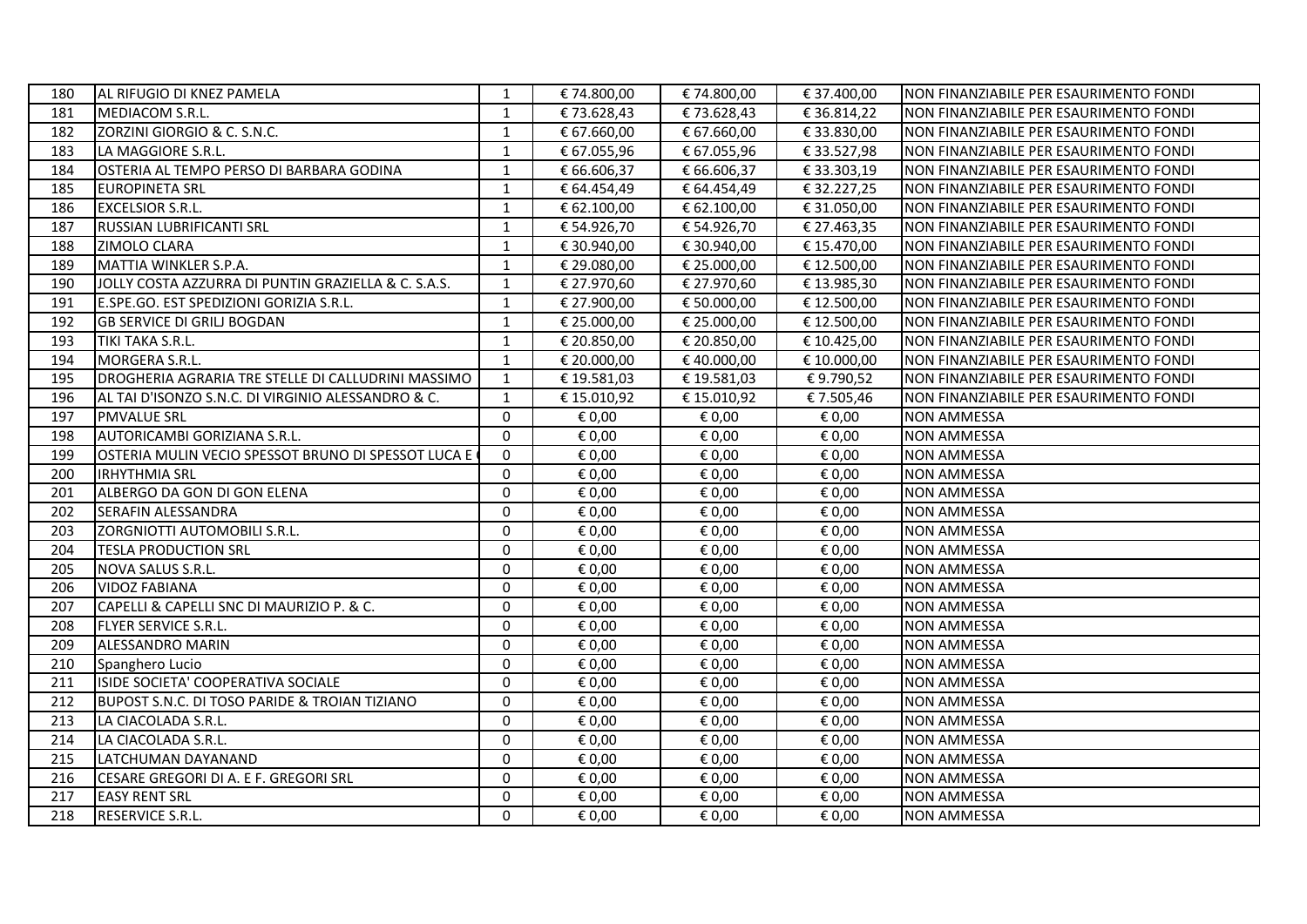| | | | | | | |
|---|---|---|---|---|---|---|
| 180 | AL RIFUGIO DI KNEZ PAMELA | 1 | € 74.800,00 | € 74.800,00 | € 37.400,00 | NON FINANZIABILE PER ESAURIMENTO FONDI |
| 181 | MEDIACOM S.R.L. | 1 | € 73.628,43 | € 73.628,43 | € 36.814,22 | NON FINANZIABILE PER ESAURIMENTO FONDI |
| 182 | ZORZINI GIORGIO & C. S.N.C. | 1 | € 67.660,00 | € 67.660,00 | € 33.830,00 | NON FINANZIABILE PER ESAURIMENTO FONDI |
| 183 | LA MAGGIORE S.R.L. | 1 | € 67.055,96 | € 67.055,96 | € 33.527,98 | NON FINANZIABILE PER ESAURIMENTO FONDI |
| 184 | OSTERIA AL TEMPO PERSO DI BARBARA GODINA | 1 | € 66.606,37 | € 66.606,37 | € 33.303,19 | NON FINANZIABILE PER ESAURIMENTO FONDI |
| 185 | EUROPINETA SRL | 1 | € 64.454,49 | € 64.454,49 | € 32.227,25 | NON FINANZIABILE PER ESAURIMENTO FONDI |
| 186 | EXCELSIOR S.R.L. | 1 | € 62.100,00 | € 62.100,00 | € 31.050,00 | NON FINANZIABILE PER ESAURIMENTO FONDI |
| 187 | RUSSIAN LUBRIFICANTI SRL | 1 | € 54.926,70 | € 54.926,70 | € 27.463,35 | NON FINANZIABILE PER ESAURIMENTO FONDI |
| 188 | ZIMOLO CLARA | 1 | € 30.940,00 | € 30.940,00 | € 15.470,00 | NON FINANZIABILE PER ESAURIMENTO FONDI |
| 189 | MATTIA WINKLER S.P.A. | 1 | € 29.080,00 | € 25.000,00 | € 12.500,00 | NON FINANZIABILE PER ESAURIMENTO FONDI |
| 190 | JOLLY COSTA AZZURRA DI PUNTIN GRAZIELLA & C. S.A.S. | 1 | € 27.970,60 | € 27.970,60 | € 13.985,30 | NON FINANZIABILE PER ESAURIMENTO FONDI |
| 191 | E.SPE.GO. EST SPEDIZIONI GORIZIA S.R.L. | 1 | € 27.900,00 | € 50.000,00 | € 12.500,00 | NON FINANZIABILE PER ESAURIMENTO FONDI |
| 192 | GB SERVICE DI GRILJ BOGDAN | 1 | € 25.000,00 | € 25.000,00 | € 12.500,00 | NON FINANZIABILE PER ESAURIMENTO FONDI |
| 193 | TIKI TAKA S.R.L. | 1 | € 20.850,00 | € 20.850,00 | € 10.425,00 | NON FINANZIABILE PER ESAURIMENTO FONDI |
| 194 | MORGERA S.R.L. | 1 | € 20.000,00 | € 40.000,00 | € 10.000,00 | NON FINANZIABILE PER ESAURIMENTO FONDI |
| 195 | DROGHERIA AGRARIA TRE STELLE DI CALLUDRINI MASSIMO | 1 | € 19.581,03 | € 19.581,03 | € 9.790,52 | NON FINANZIABILE PER ESAURIMENTO FONDI |
| 196 | AL TAI D'ISONZO S.N.C. DI VIRGINIO ALESSANDRO & C. | 1 | € 15.010,92 | € 15.010,92 | € 7.505,46 | NON FINANZIABILE PER ESAURIMENTO FONDI |
| 197 | PMVALUE SRL | 0 | € 0,00 | € 0,00 | € 0,00 | NON AMMESSA |
| 198 | AUTORICAMBI GORIZIANA S.R.L. | 0 | € 0,00 | € 0,00 | € 0,00 | NON AMMESSA |
| 199 | OSTERIA MULIN VECIO SPESSOT BRUNO DI SPESSOT LUCA E | 0 | € 0,00 | € 0,00 | € 0,00 | NON AMMESSA |
| 200 | IRHYTHMIA SRL | 0 | € 0,00 | € 0,00 | € 0,00 | NON AMMESSA |
| 201 | ALBERGO DA GON DI GON ELENA | 0 | € 0,00 | € 0,00 | € 0,00 | NON AMMESSA |
| 202 | SERAFIN ALESSANDRA | 0 | € 0,00 | € 0,00 | € 0,00 | NON AMMESSA |
| 203 | ZORGNIOTTI AUTOMOBILI S.R.L. | 0 | € 0,00 | € 0,00 | € 0,00 | NON AMMESSA |
| 204 | TESLA PRODUCTION SRL | 0 | € 0,00 | € 0,00 | € 0,00 | NON AMMESSA |
| 205 | NOVA SALUS S.R.L. | 0 | € 0,00 | € 0,00 | € 0,00 | NON AMMESSA |
| 206 | VIDOZ FABIANA | 0 | € 0,00 | € 0,00 | € 0,00 | NON AMMESSA |
| 207 | CAPELLI & CAPELLI SNC DI MAURIZIO P. & C. | 0 | € 0,00 | € 0,00 | € 0,00 | NON AMMESSA |
| 208 | FLYER SERVICE S.R.L. | 0 | € 0,00 | € 0,00 | € 0,00 | NON AMMESSA |
| 209 | ALESSANDRO MARIN | 0 | € 0,00 | € 0,00 | € 0,00 | NON AMMESSA |
| 210 | Spanghero Lucio | 0 | € 0,00 | € 0,00 | € 0,00 | NON AMMESSA |
| 211 | ISIDE SOCIETA' COOPERATIVA SOCIALE | 0 | € 0,00 | € 0,00 | € 0,00 | NON AMMESSA |
| 212 | BUPOST S.N.C. DI TOSO PARIDE & TROIAN TIZIANO | 0 | € 0,00 | € 0,00 | € 0,00 | NON AMMESSA |
| 213 | LA CIACOLADA S.R.L. | 0 | € 0,00 | € 0,00 | € 0,00 | NON AMMESSA |
| 214 | LA CIACOLADA S.R.L. | 0 | € 0,00 | € 0,00 | € 0,00 | NON AMMESSA |
| 215 | LATCHUMAN DAYANAND | 0 | € 0,00 | € 0,00 | € 0,00 | NON AMMESSA |
| 216 | CESARE GREGORI DI A. E F. GREGORI SRL | 0 | € 0,00 | € 0,00 | € 0,00 | NON AMMESSA |
| 217 | EASY RENT SRL | 0 | € 0,00 | € 0,00 | € 0,00 | NON AMMESSA |
| 218 | RESERVICE S.R.L. | 0 | € 0,00 | € 0,00 | € 0,00 | NON AMMESSA |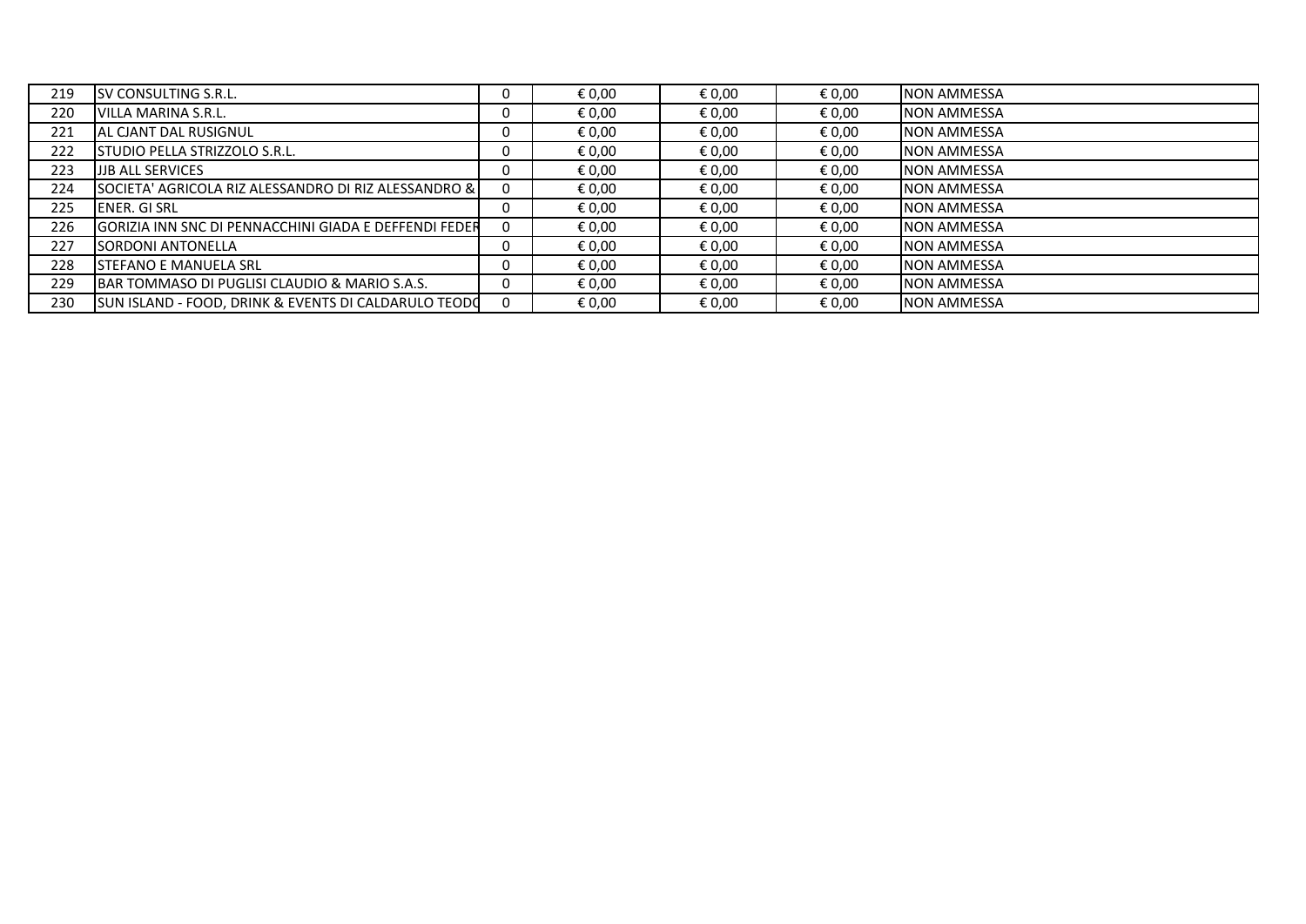| | | | | | | |
|---|---|---|---|---|---|---|
| 219 | SV CONSULTING S.R.L. | 0 | € 0,00 | € 0,00 | € 0,00 | NON AMMESSA |
| 220 | VILLA MARINA S.R.L. | 0 | € 0,00 | € 0,00 | € 0,00 | NON AMMESSA |
| 221 | AL CJANT DAL RUSIGNUL | 0 | € 0,00 | € 0,00 | € 0,00 | NON AMMESSA |
| 222 | STUDIO PELLA STRIZZOLO S.R.L. | 0 | € 0,00 | € 0,00 | € 0,00 | NON AMMESSA |
| 223 | JJB ALL SERVICES | 0 | € 0,00 | € 0,00 | € 0,00 | NON AMMESSA |
| 224 | SOCIETA' AGRICOLA RIZ ALESSANDRO DI RIZ ALESSANDRO & | 0 | € 0,00 | € 0,00 | € 0,00 | NON AMMESSA |
| 225 | ENER. GI SRL | 0 | € 0,00 | € 0,00 | € 0,00 | NON AMMESSA |
| 226 | GORIZIA INN SNC DI PENNACCHINI GIADA E DEFFENDI FEDER | 0 | € 0,00 | € 0,00 | € 0,00 | NON AMMESSA |
| 227 | SORDONI ANTONELLA | 0 | € 0,00 | € 0,00 | € 0,00 | NON AMMESSA |
| 228 | STEFANO E MANUELA SRL | 0 | € 0,00 | € 0,00 | € 0,00 | NON AMMESSA |
| 229 | BAR TOMMASO DI PUGLISI CLAUDIO & MARIO S.A.S. | 0 | € 0,00 | € 0,00 | € 0,00 | NON AMMESSA |
| 230 | SUN ISLAND - FOOD, DRINK & EVENTS DI CALDARULO TEODO | 0 | € 0,00 | € 0,00 | € 0,00 | NON AMMESSA |